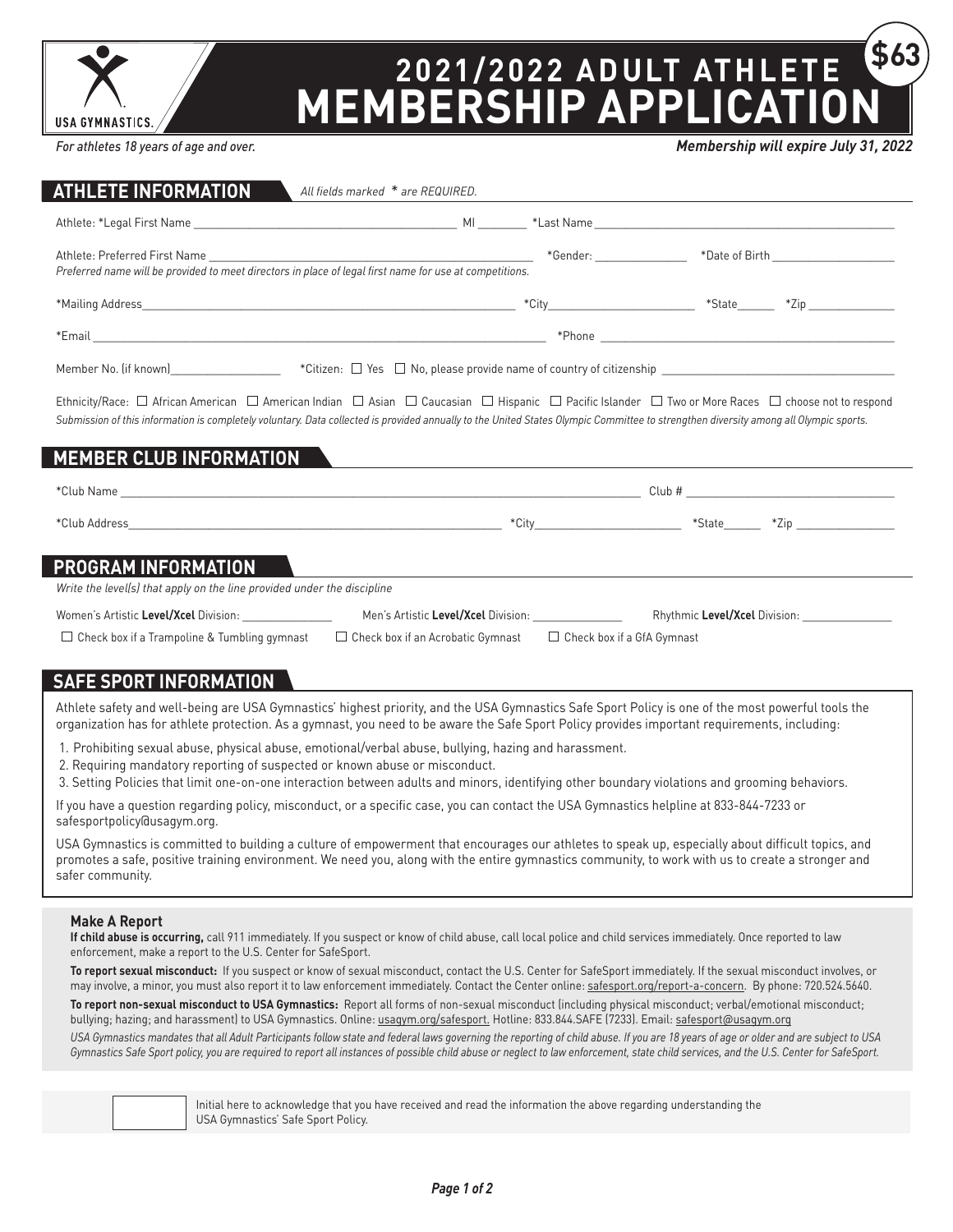USA GYMNASTICS.

# 2021/2022 ADULT ATHLETE MEMBERSHIP APPLICATION

**$63**

*For athletes 18 years of age and over.*

***Membership will expire July 31, 2022***

## ATHLETE INFORMATION

*All fields marked * are REQUIRED.*

Athlete: *Legal First Name ______________________ MI ________ *Last Name ______________________

Athlete: Preferred First Name ______________________ *Gender: ______________ *Date of Birth ______________

*Preferred name will be provided to meet directors in place of legal first name for use at competitions.*

*Mailing Address ______________________ *City ______________ *State ______ *Zip ______________

*Email ______________________ *Phone ______________________

Member No. (if known) ______________ *Citizen: ☐ Yes ☐ No, please provide name of country of citizenship ______________________

Ethnicity/Race: ☐ African American ☐ American Indian ☐ Asian ☐ Caucasian ☐ Hispanic ☐ Pacific Islander ☐ Two or More Races ☐ choose not to respond

*Submission of this information is completely voluntary. Data collected is provided annually to the United States Olympic Committee to strengthen diversity among all Olympic sports.*

## MEMBER CLUB INFORMATION

*Club Name ______________________ Club # ______________________

*Club Address ______________________ *City ______________ *State ______ *Zip ______________

## PROGRAM INFORMATION

*Write the level(s) that apply on the line provided under the discipline*

Women's Artistic **Level/Xcel** Division: ______________ Men's Artistic **Level/Xcel** Division: ______________ Rhythmic **Level/Xcel** Division: ______________

☐ Check box if a Trampoline & Tumbling gymnast ☐ Check box if an Acrobatic Gymnast ☐ Check box if a GfA Gymnast

## SAFE SPORT INFORMATION

Athlete safety and well-being are USA Gymnastics' highest priority, and the USA Gymnastics Safe Sport Policy is one of the most powerful tools the organization has for athlete protection. As a gymnast, you need to be aware the Safe Sport Policy provides important requirements, including:

1. Prohibiting sexual abuse, physical abuse, emotional/verbal abuse, bullying, hazing and harassment.
2. Requiring mandatory reporting of suspected or known abuse or misconduct.
3. Setting Policies that limit one-on-one interaction between adults and minors, identifying other boundary violations and grooming behaviors.

If you have a question regarding policy, misconduct, or a specific case, you can contact the USA Gymnastics helpline at 833-844-7233 or safesportpolicy@usagym.org.

USA Gymnastics is committed to building a culture of empowerment that encourages our athletes to speak up, especially about difficult topics, and promotes a safe, positive training environment. We need you, along with the entire gymnastics community, to work with us to create a stronger and safer community.

### Make A Report

**If child abuse is occurring,** call 911 immediately. If you suspect or know of child abuse, call local police and child services immediately. Once reported to law enforcement, make a report to the U.S. Center for SafeSport.

**To report sexual misconduct:** If you suspect or know of sexual misconduct, contact the U.S. Center for SafeSport immediately. If the sexual misconduct involves, or may involve, a minor, you must also report it to law enforcement immediately. Contact the Center online: safesport.org/report-a-concern. By phone: 720.524.5640.

**To report non-sexual misconduct to USA Gymnastics:** Report all forms of non-sexual misconduct (including physical misconduct; verbal/emotional misconduct; bullying; hazing; and harassment) to USA Gymnastics. Online: usagym.org/safesport. Hotline: 833.844.SAFE (7233). Email: safesport@usagym.org

*USA Gymnastics mandates that all Adult Participants follow state and federal laws governing the reporting of child abuse. If you are 18 years of age or older and are subject to USA Gymnastics Safe Sport policy, you are required to report all instances of possible child abuse or neglect to law enforcement, state child services, and the U.S. Center for SafeSport.*

☐ Initial here to acknowledge that you have received and read the information the above regarding understanding the USA Gymnastics' Safe Sport Policy.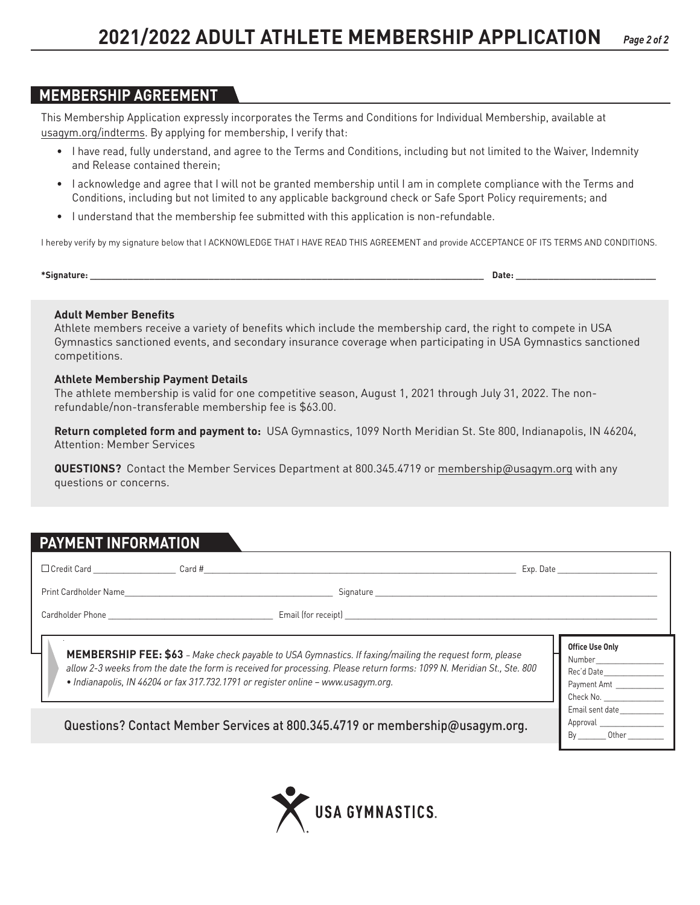# 2021/2022 ADULT ATHLETE MEMBERSHIP APPLICATION

## MEMBERSHIP AGREEMENT

This Membership Application expressly incorporates the Terms and Conditions for Individual Membership, available at usagym.org/indterms. By applying for membership, I verify that:

- I have read, fully understand, and agree to the Terms and Conditions, including but not limited to the Waiver, Indemnity and Release contained therein;
- I acknowledge and agree that I will not be granted membership until I am in complete compliance with the Terms and Conditions, including but not limited to any applicable background check or Safe Sport Policy requirements; and
- I understand that the membership fee submitted with this application is non-refundable.

I hereby verify by my signature below that I ACKNOWLEDGE THAT I HAVE READ THIS AGREEMENT and provide ACCEPTANCE OF ITS TERMS AND CONDITIONS.

**\*Signature:** ______________________________ **Date:** ______________

**Adult Member Benefits**
Athlete members receive a variety of benefits which include the membership card, the right to compete in USA Gymnastics sanctioned events, and secondary insurance coverage when participating in USA Gymnastics sanctioned competitions.

**Athlete Membership Payment Details**
The athlete membership is valid for one competitive season, August 1, 2021 through July 31, 2022. The non-refundable/non-transferable membership fee is $63.00.

**Return completed form and payment to:** USA Gymnastics, 1099 North Meridian St. Ste 800, Indianapolis, IN 46204, Attention: Member Services

**QUESTIONS?** Contact the Member Services Department at 800.345.4719 or membership@usagym.org with any questions or concerns.

## PAYMENT INFORMATION

☐ Credit Card ____________ Card # ______________________________ Exp. Date ______________

Print Cardholder Name ______________________________ Signature ______________________________

Cardholder Phone ______________________ Email (for receipt) ______________________________

**MEMBERSHIP FEE: $63** – *Make check payable to USA Gymnastics. If faxing/mailing the request form, please allow 2-3 weeks from the date the form is received for processing. Please return forms: 1099 N. Meridian St., Ste. 800 • Indianapolis, IN 46204 or fax 317.732.1791 or register online – www.usagym.org.*

Questions? Contact Member Services at 800.345.4719 or membership@usagym.org.

**Office Use Only**
Number ____________
Rec'd Date ____________
Payment Amt ____________
Check No. ____________
Email sent date ____________
Approval ____________
By ______ Other ______

USA GYMNASTICS.